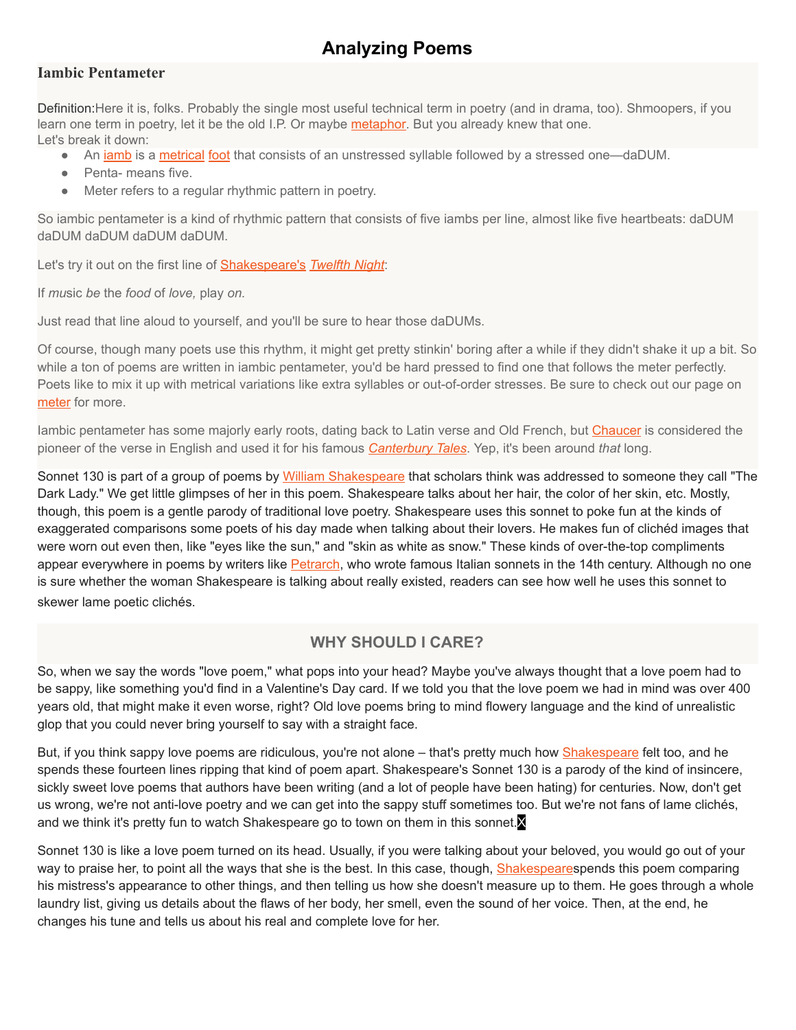# Analyzing Poems

## Iambic Pentameter

Definition:Here it is, folks. Probably the single most useful technical term in poetry (and in drama, too). Shmoopers, if you learn one term in poetry, let it be the old I.P. Or maybe metaphor. But you already knew that one.
Let's break it down:

- An iamb is a metrical foot that consists of an unstressed syllable followed by a stressed one—daDUM.
- Penta- means five.
- Meter refers to a regular rhythmic pattern in poetry.

So iambic pentameter is a kind of rhythmic pattern that consists of five iambs per line, almost like five heartbeats: daDUM daDUM daDUM daDUM daDUM.

Let's try it out on the first line of Shakespeare's *Twelfth Night*:

If *mu*sic *be* the *food* of *love,* play *on.*

Just read that line aloud to yourself, and you'll be sure to hear those daDUMs.

Of course, though many poets use this rhythm, it might get pretty stinkin' boring after a while if they didn't shake it up a bit. So while a ton of poems are written in iambic pentameter, you'd be hard pressed to find one that follows the meter perfectly. Poets like to mix it up with metrical variations like extra syllables or out-of-order stresses. Be sure to check out our page on meter for more.

Iambic pentameter has some majorly early roots, dating back to Latin verse and Old French, but Chaucer is considered the pioneer of the verse in English and used it for his famous *Canterbury Tales*. Yep, it's been around *that* long.

Sonnet 130 is part of a group of poems by William Shakespeare that scholars think was addressed to someone they call "The Dark Lady." We get little glimpses of her in this poem. Shakespeare talks about her hair, the color of her skin, etc. Mostly, though, this poem is a gentle parody of traditional love poetry. Shakespeare uses this sonnet to poke fun at the kinds of exaggerated comparisons some poets of his day made when talking about their lovers. He makes fun of clichéd images that were worn out even then, like "eyes like the sun," and "skin as white as snow." These kinds of over-the-top compliments appear everywhere in poems by writers like Petrarch, who wrote famous Italian sonnets in the 14th century. Although no one is sure whether the woman Shakespeare is talking about really existed, readers can see how well he uses this sonnet to skewer lame poetic clichés.

## WHY SHOULD I CARE?

So, when we say the words "love poem," what pops into your head? Maybe you've always thought that a love poem had to be sappy, like something you'd find in a Valentine's Day card. If we told you that the love poem we had in mind was over 400 years old, that might make it even worse, right? Old love poems bring to mind flowery language and the kind of unrealistic glop that you could never bring yourself to say with a straight face.

But, if you think sappy love poems are ridiculous, you're not alone – that's pretty much how Shakespeare felt too, and he spends these fourteen lines ripping that kind of poem apart. Shakespeare's Sonnet 130 is a parody of the kind of insincere, sickly sweet love poems that authors have been writing (and a lot of people have been hating) for centuries. Now, don't get us wrong, we're not anti-love poetry and we can get into the sappy stuff sometimes too. But we're not fans of lame clichés, and we think it's pretty fun to watch Shakespeare go to town on them in this sonnet.

Sonnet 130 is like a love poem turned on its head. Usually, if you were talking about your beloved, you would go out of your way to praise her, to point all the ways that she is the best. In this case, though, Shakespearespends this poem comparing his mistress's appearance to other things, and then telling us how she doesn't measure up to them. He goes through a whole laundry list, giving us details about the flaws of her body, her smell, even the sound of her voice. Then, at the end, he changes his tune and tells us about his real and complete love for her.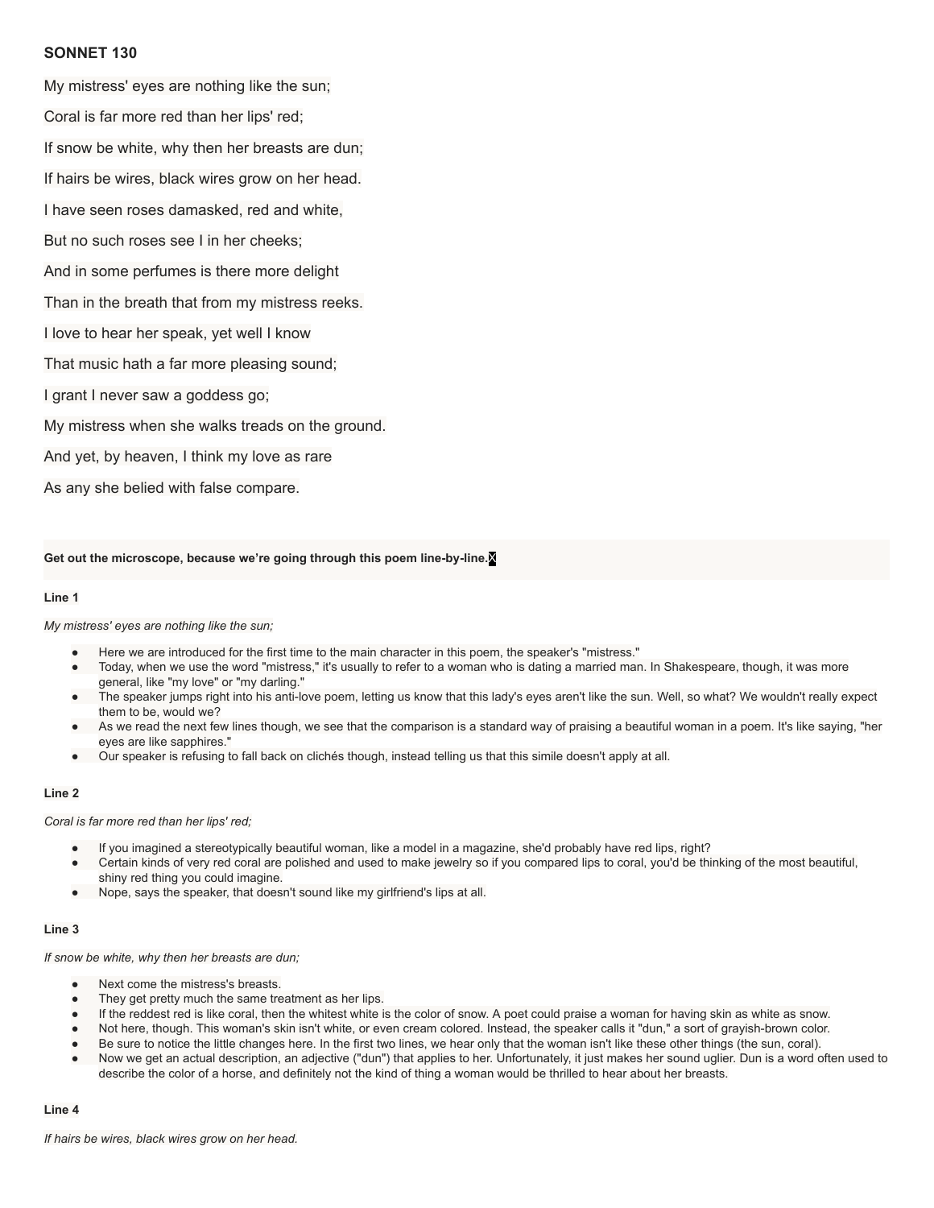## SONNET 130

My mistress' eyes are nothing like the sun;

Coral is far more red than her lips' red;

If snow be white, why then her breasts are dun;

If hairs be wires, black wires grow on her head.

I have seen roses damasked, red and white,

But no such roses see I in her cheeks;

And in some perfumes is there more delight

Than in the breath that from my mistress reeks.

I love to hear her speak, yet well I know

That music hath a far more pleasing sound;

I grant I never saw a goddess go;

My mistress when she walks treads on the ground.

And yet, by heaven, I think my love as rare

As any she belied with false compare.

**Get out the microscope, because we're going through this poem line-by-line.**

#### Line 1

*My mistress' eyes are nothing like the sun;*

- Here we are introduced for the first time to the main character in this poem, the speaker's "mistress."
- Today, when we use the word "mistress," it's usually to refer to a woman who is dating a married man. In Shakespeare, though, it was more general, like "my love" or "my darling."
- The speaker jumps right into his anti-love poem, letting us know that this lady's eyes aren't like the sun. Well, so what? We wouldn't really expect them to be, would we?
- As we read the next few lines though, we see that the comparison is a standard way of praising a beautiful woman in a poem. It's like saying, "her eyes are like sapphires."
- Our speaker is refusing to fall back on clichés though, instead telling us that this simile doesn't apply at all.

#### Line 2

*Coral is far more red than her lips' red;*

- If you imagined a stereotypically beautiful woman, like a model in a magazine, she'd probably have red lips, right?
- Certain kinds of very red coral are polished and used to make jewelry so if you compared lips to coral, you'd be thinking of the most beautiful, shiny red thing you could imagine.
- Nope, says the speaker, that doesn't sound like my girlfriend's lips at all.

#### Line 3

*If snow be white, why then her breasts are dun;*

- Next come the mistress's breasts.
- They get pretty much the same treatment as her lips.
- If the reddest red is like coral, then the whitest white is the color of snow. A poet could praise a woman for having skin as white as snow.
- Not here, though. This woman's skin isn't white, or even cream colored. Instead, the speaker calls it "dun," a sort of grayish-brown color.
- Be sure to notice the little changes here. In the first two lines, we hear only that the woman isn't like these other things (the sun, coral).
- Now we get an actual description, an adjective ("dun") that applies to her. Unfortunately, it just makes her sound uglier. Dun is a word often used to describe the color of a horse, and definitely not the kind of thing a woman would be thrilled to hear about her breasts.

#### Line 4

*If hairs be wires, black wires grow on her head.*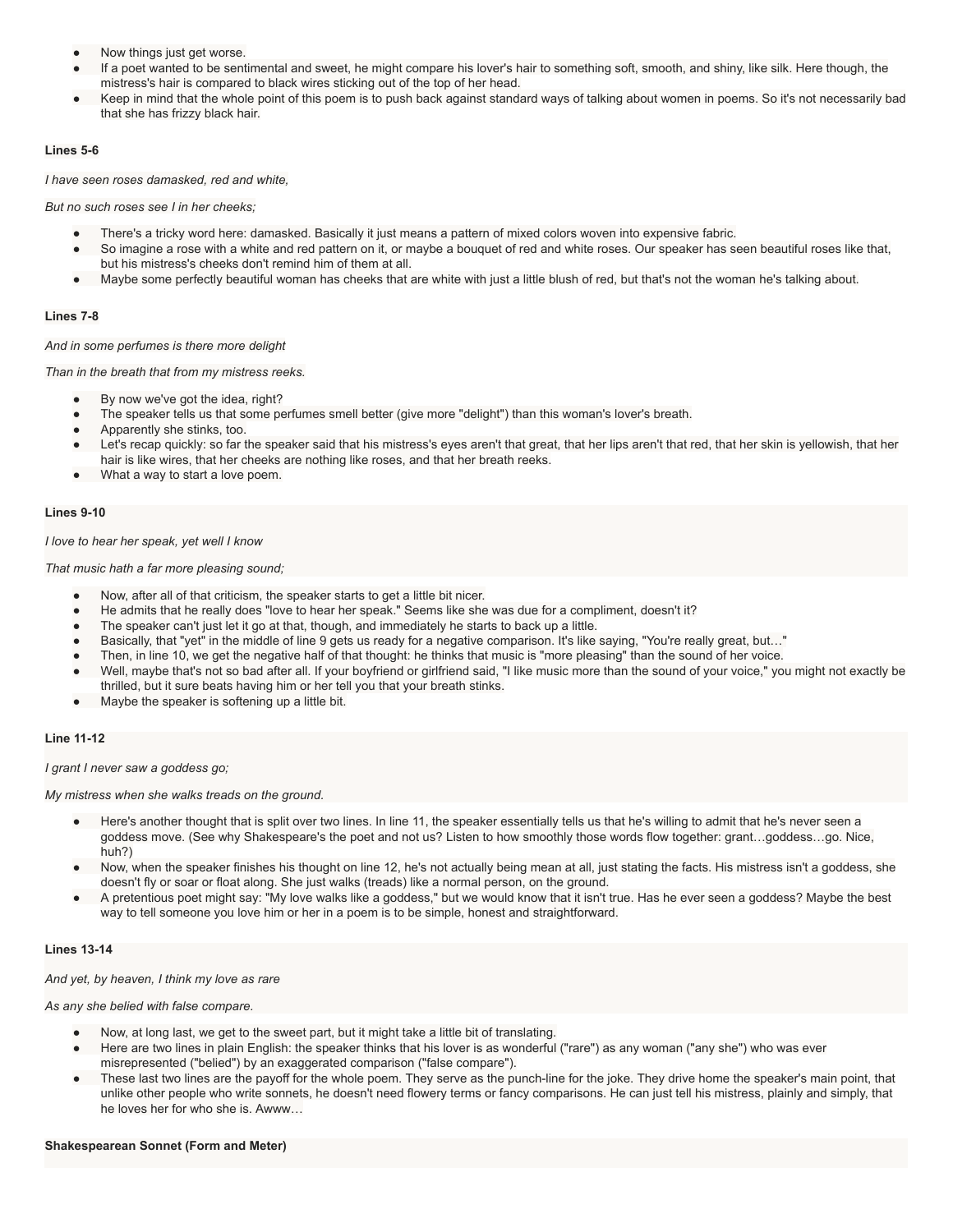- Now things just get worse.
- If a poet wanted to be sentimental and sweet, he might compare his lover's hair to something soft, smooth, and shiny, like silk. Here though, the mistress's hair is compared to black wires sticking out of the top of her head.
- Keep in mind that the whole point of this poem is to push back against standard ways of talking about women in poems. So it's not necessarily bad that she has frizzy black hair.

**Lines 5-6**

*I have seen roses damasked, red and white,*

*But no such roses see I in her cheeks;*

- There's a tricky word here: damasked. Basically it just means a pattern of mixed colors woven into expensive fabric.
- So imagine a rose with a white and red pattern on it, or maybe a bouquet of red and white roses. Our speaker has seen beautiful roses like that, but his mistress's cheeks don't remind him of them at all.
- Maybe some perfectly beautiful woman has cheeks that are white with just a little blush of red, but that's not the woman he's talking about.

**Lines 7-8**

*And in some perfumes is there more delight*

*Than in the breath that from my mistress reeks.*

- By now we've got the idea, right?
- The speaker tells us that some perfumes smell better (give more "delight") than this woman's lover's breath.
- Apparently she stinks, too.
- Let's recap quickly: so far the speaker said that his mistress's eyes aren't that great, that her lips aren't that red, that her skin is yellowish, that her hair is like wires, that her cheeks are nothing like roses, and that her breath reeks.
- What a way to start a love poem.

**Lines 9-10**

*I love to hear her speak, yet well I know*

*That music hath a far more pleasing sound;*

- Now, after all of that criticism, the speaker starts to get a little bit nicer.
- He admits that he really does "love to hear her speak." Seems like she was due for a compliment, doesn't it?
- The speaker can't just let it go at that, though, and immediately he starts to back up a little.
- Basically, that "yet" in the middle of line 9 gets us ready for a negative comparison. It's like saying, "You're really great, but…"
- Then, in line 10, we get the negative half of that thought: he thinks that music is "more pleasing" than the sound of her voice.
- Well, maybe that's not so bad after all. If your boyfriend or girlfriend said, "I like music more than the sound of your voice," you might not exactly be thrilled, but it sure beats having him or her tell you that your breath stinks.
- Maybe the speaker is softening up a little bit.

**Line 11-12**

*I grant I never saw a goddess go;*

*My mistress when she walks treads on the ground.*

- Here's another thought that is split over two lines. In line 11, the speaker essentially tells us that he's willing to admit that he's never seen a goddess move. (See why Shakespeare's the poet and not us? Listen to how smoothly those words flow together: grant…goddess…go. Nice, huh?)
- Now, when the speaker finishes his thought on line 12, he's not actually being mean at all, just stating the facts. His mistress isn't a goddess, she doesn't fly or soar or float along. She just walks (treads) like a normal person, on the ground.
- A pretentious poet might say: "My love walks like a goddess," but we would know that it isn't true. Has he ever seen a goddess? Maybe the best way to tell someone you love him or her in a poem is to be simple, honest and straightforward.

**Lines 13-14**

*And yet, by heaven, I think my love as rare*

*As any she belied with false compare.*

- Now, at long last, we get to the sweet part, but it might take a little bit of translating.
- Here are two lines in plain English: the speaker thinks that his lover is as wonderful ("rare") as any woman ("any she") who was ever misrepresented ("belied") by an exaggerated comparison ("false compare").
- These last two lines are the payoff for the whole poem. They serve as the punch-line for the joke. They drive home the speaker's main point, that unlike other people who write sonnets, he doesn't need flowery terms or fancy comparisons. He can just tell his mistress, plainly and simply, that he loves her for who she is. Awww…

**Shakespearean Sonnet (Form and Meter)**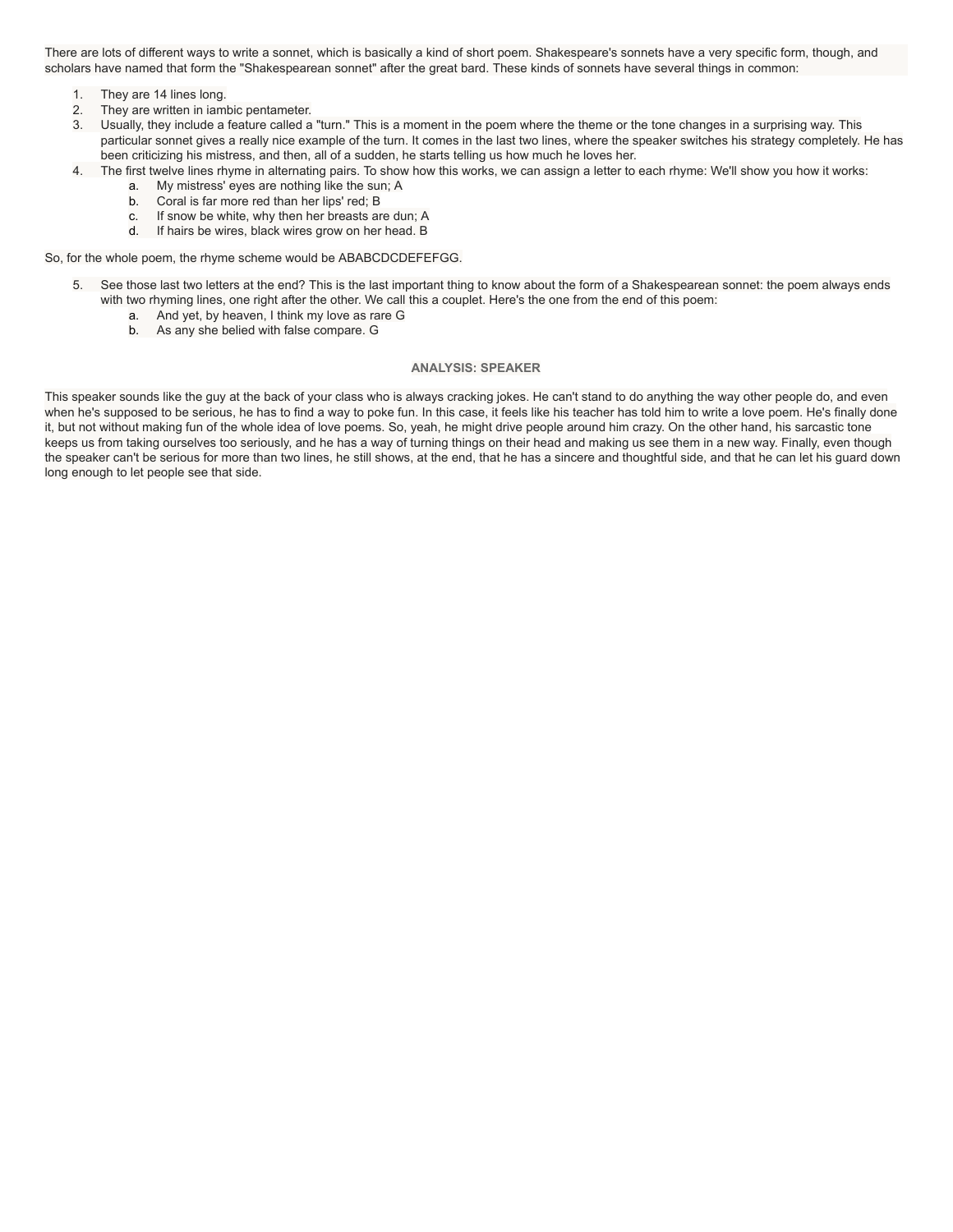There are lots of different ways to write a sonnet, which is basically a kind of short poem. Shakespeare's sonnets have a very specific form, though, and scholars have named that form the "Shakespearean sonnet" after the great bard. These kinds of sonnets have several things in common:

1. They are 14 lines long.
2. They are written in iambic pentameter.
3. Usually, they include a feature called a "turn." This is a moment in the poem where the theme or the tone changes in a surprising way. This particular sonnet gives a really nice example of the turn. It comes in the last two lines, where the speaker switches his strategy completely. He has been criticizing his mistress, and then, all of a sudden, he starts telling us how much he loves her.
4. The first twelve lines rhyme in alternating pairs. To show how this works, we can assign a letter to each rhyme: We'll show you how it works:
    a. My mistress' eyes are nothing like the sun; A
    b. Coral is far more red than her lips' red; B
    c. If snow be white, why then her breasts are dun; A
    d. If hairs be wires, black wires grow on her head. B

So, for the whole poem, the rhyme scheme would be ABABCDCDEFEFGG.

5. See those last two letters at the end? This is the last important thing to know about the form of a Shakespearean sonnet: the poem always ends with two rhyming lines, one right after the other. We call this a couplet. Here's the one from the end of this poem:
    a. And yet, by heaven, I think my love as rare G
    b. As any she belied with false compare. G

## ANALYSIS: SPEAKER

This speaker sounds like the guy at the back of your class who is always cracking jokes. He can't stand to do anything the way other people do, and even when he's supposed to be serious, he has to find a way to poke fun. In this case, it feels like his teacher has told him to write a love poem. He's finally done it, but not without making fun of the whole idea of love poems. So, yeah, he might drive people around him crazy. On the other hand, his sarcastic tone keeps us from taking ourselves too seriously, and he has a way of turning things on their head and making us see them in a new way. Finally, even though the speaker can't be serious for more than two lines, he still shows, at the end, that he has a sincere and thoughtful side, and that he can let his guard down long enough to let people see that side.